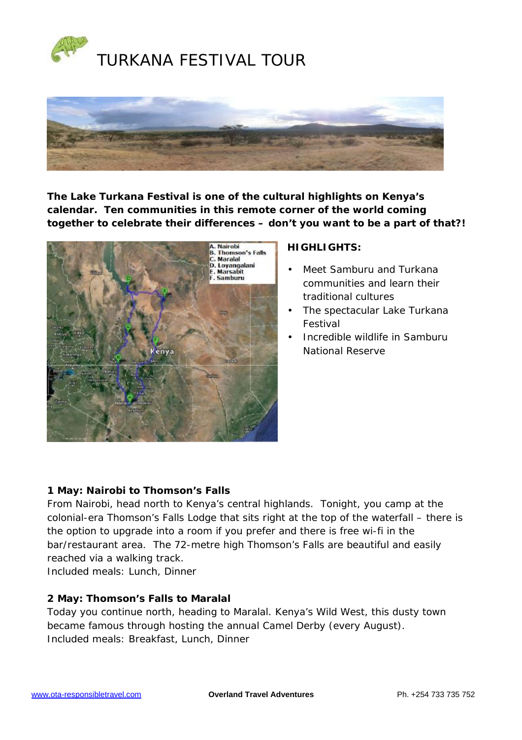# TURKANA FESTIVAL TOUR

**The Lake Turkana Festival is one of the cultural highlights on Kenya's calendar. Ten communities in this remote corner of the world coming together to celebrate their differences – don't you want to be a part of that?!**

**HIGHLIGHTS:**

- Meet Samburu and Turkana communities and learn their traditional cultures
- The spectacular Lake Turkana Festival
- Incredible wildlife in Samburu National Reserve

### 1 May: Nairobi to Thomson's Falls

From Nairobi, head north to Kenya's central highlands. Tonight, you camp at the colonial-era Thomson's Falls Lodge that sits right at the top of the waterfall – there is the option to upgrade into a room if you prefer and there is free wi-fi in the bar/restaurant area. The 72-metre high Thomson's Falls are beautiful and easily reached via a walking track.
Included meals: Lunch, Dinner

### 2 May: Thomson's Falls to Maralal

Today you continue north, heading to Maralal. Kenya's Wild West, this dusty town became famous through hosting the annual Camel Derby (every August).
Included meals: Breakfast, Lunch, Dinner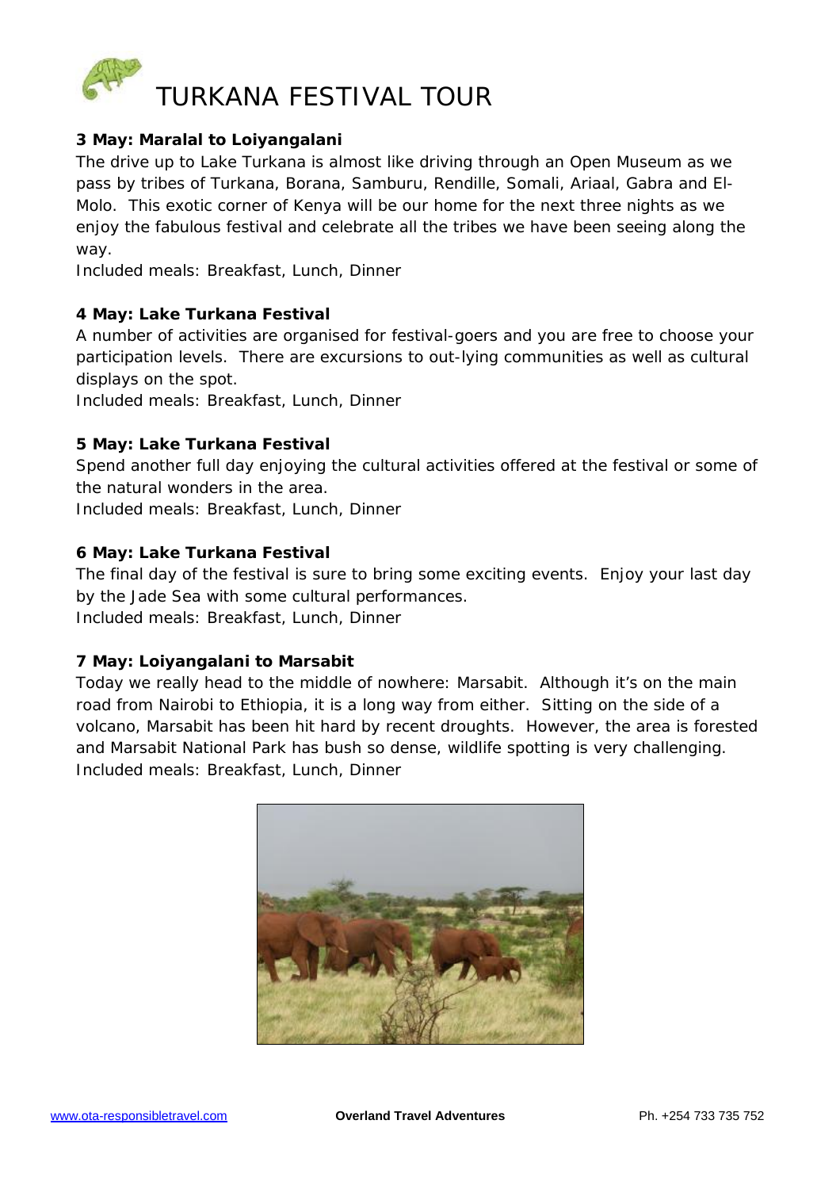# TURKANA FESTIVAL TOUR

**3 May: Maralal to Loiyangalani**

The drive up to Lake Turkana is almost like driving through an Open Museum as we pass by tribes of Turkana, Borana, Samburu, Rendille, Somali, Ariaal, Gabra and El-Molo. This exotic corner of Kenya will be our home for the next three nights as we enjoy the fabulous festival and celebrate all the tribes we have been seeing along the way.

Included meals: Breakfast, Lunch, Dinner

**4 May: Lake Turkana Festival**

A number of activities are organised for festival-goers and you are free to choose your participation levels. There are excursions to out-lying communities as well as cultural displays on the spot.

Included meals: Breakfast, Lunch, Dinner

**5 May: Lake Turkana Festival**

Spend another full day enjoying the cultural activities offered at the festival or some of the natural wonders in the area.

Included meals: Breakfast, Lunch, Dinner

**6 May: Lake Turkana Festival**

The final day of the festival is sure to bring some exciting events. Enjoy your last day by the Jade Sea with some cultural performances.

Included meals: Breakfast, Lunch, Dinner

**7 May: Loiyangalani to Marsabit**

Today we really head to the middle of nowhere: Marsabit. Although it's on the main road from Nairobi to Ethiopia, it is a long way from either. Sitting on the side of a volcano, Marsabit has been hit hard by recent droughts. However, the area is forested and Marsabit National Park has bush so dense, wildlife spotting is very challenging.

Included meals: Breakfast, Lunch, Dinner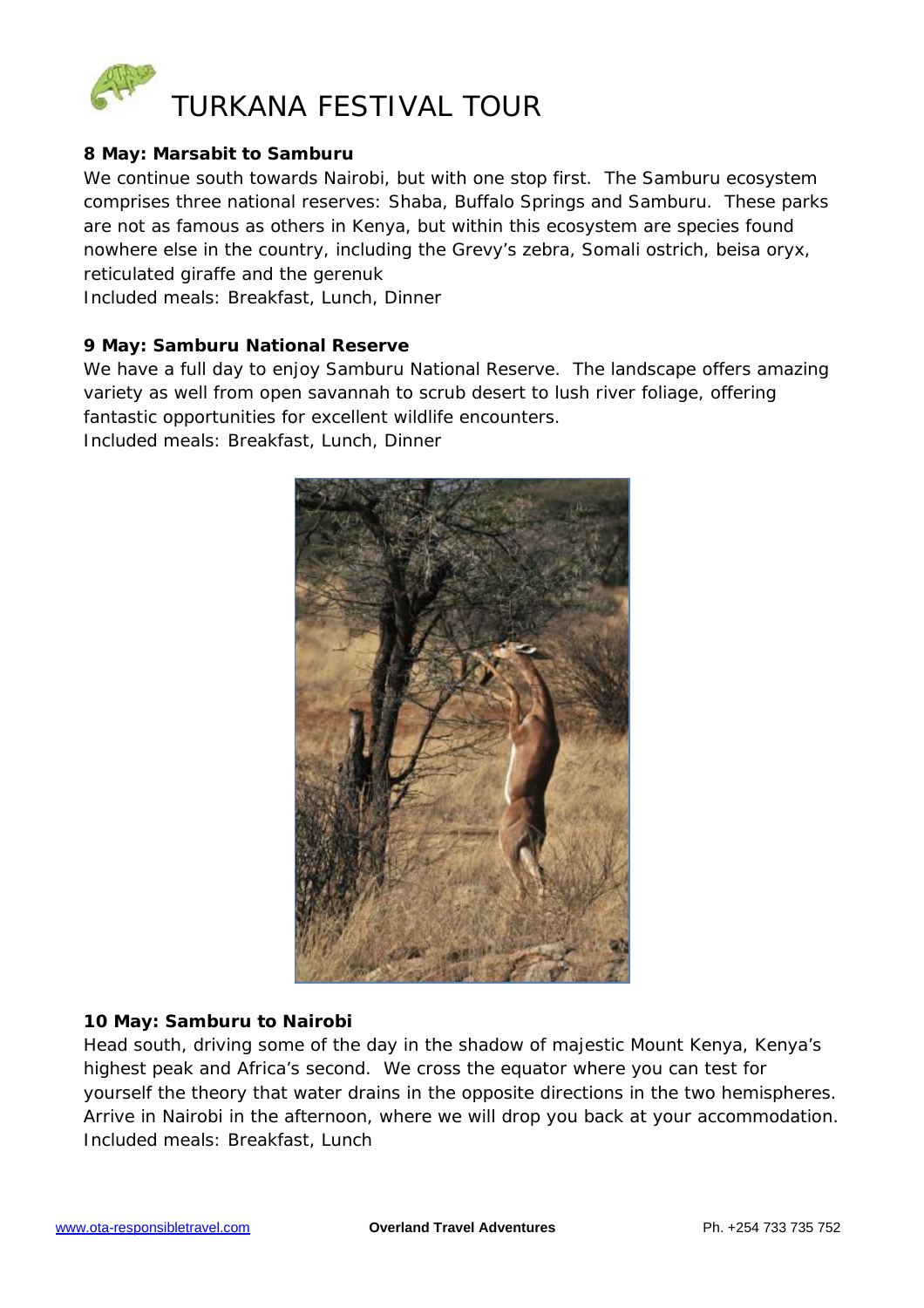# TURKANA FESTIVAL TOUR

**8 May: Marsabit to Samburu**

We continue south towards Nairobi, but with one stop first. The Samburu ecosystem comprises three national reserves: Shaba, Buffalo Springs and Samburu. These parks are not as famous as others in Kenya, but within this ecosystem are species found nowhere else in the country, including the Grevy's zebra, Somali ostrich, beisa oryx, reticulated giraffe and the gerenuk

Included meals: Breakfast, Lunch, Dinner

**9 May: Samburu National Reserve**

We have a full day to enjoy Samburu National Reserve. The landscape offers amazing variety as well from open savannah to scrub desert to lush river foliage, offering fantastic opportunities for excellent wildlife encounters.

Included meals: Breakfast, Lunch, Dinner

**10 May: Samburu to Nairobi**

Head south, driving some of the day in the shadow of majestic Mount Kenya, Kenya's highest peak and Africa's second. We cross the equator where you can test for yourself the theory that water drains in the opposite directions in the two hemispheres. Arrive in Nairobi in the afternoon, where we will drop you back at your accommodation.

Included meals: Breakfast, Lunch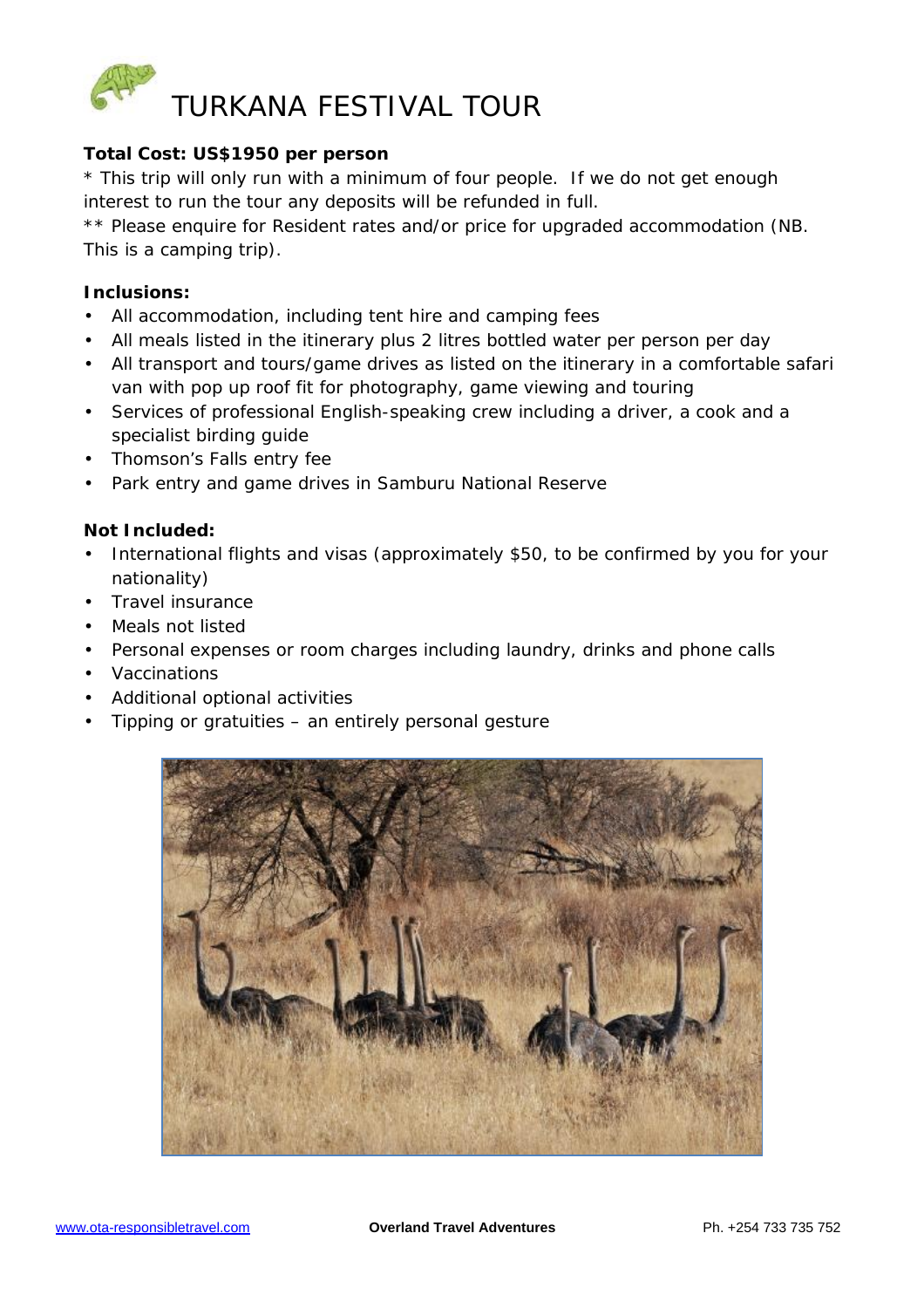# TURKANA FESTIVAL TOUR

**Total Cost: US$1950 per person**

* This trip will only run with a minimum of four people. If we do not get enough interest to run the tour any deposits will be refunded in full.

** Please enquire for Resident rates and/or price for upgraded accommodation (NB. This is a camping trip).

**Inclusions:**

- All accommodation, including tent hire and camping fees
- All meals listed in the itinerary plus 2 litres bottled water per person per day
- All transport and tours/game drives as listed on the itinerary in a comfortable safari van with pop up roof fit for photography, game viewing and touring
- Services of professional English-speaking crew including a driver, a cook and a specialist birding guide
- Thomson's Falls entry fee
- Park entry and game drives in Samburu National Reserve

**Not Included:**

- International flights and visas (approximately $50, to be confirmed by you for your nationality)
- Travel insurance
- Meals not listed
- Personal expenses or room charges including laundry, drinks and phone calls
- Vaccinations
- Additional optional activities
- Tipping or gratuities – an entirely personal gesture